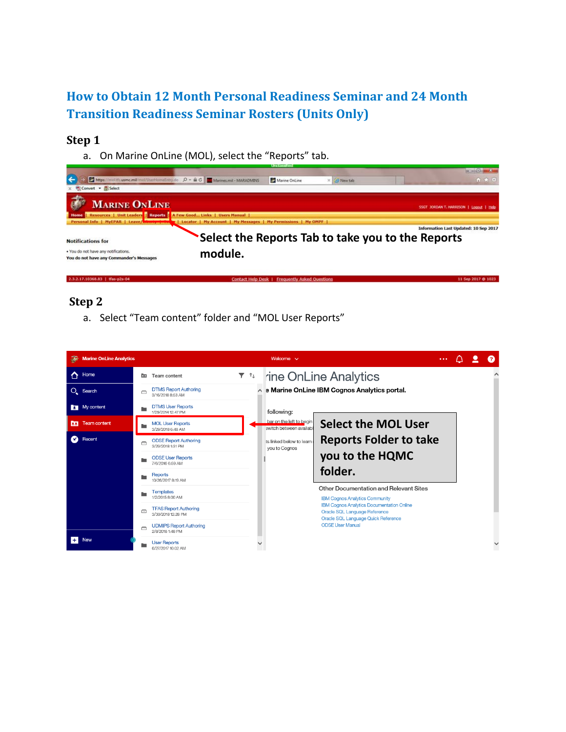# How to Obtain 12 Month Personal Readiness Seminar and 24 Month Transition Readiness Seminar Rosters (Units Only)

## Step 1

a. On Marine OnLine (MOL), select the “Reports” tab.

Select the Reports Tab to take you to the Reports module.

## Step 2

a. Select “Team content” folder and “MOL User Reports”

Select the MOL User Reports Folder to take you to the HQMC folder.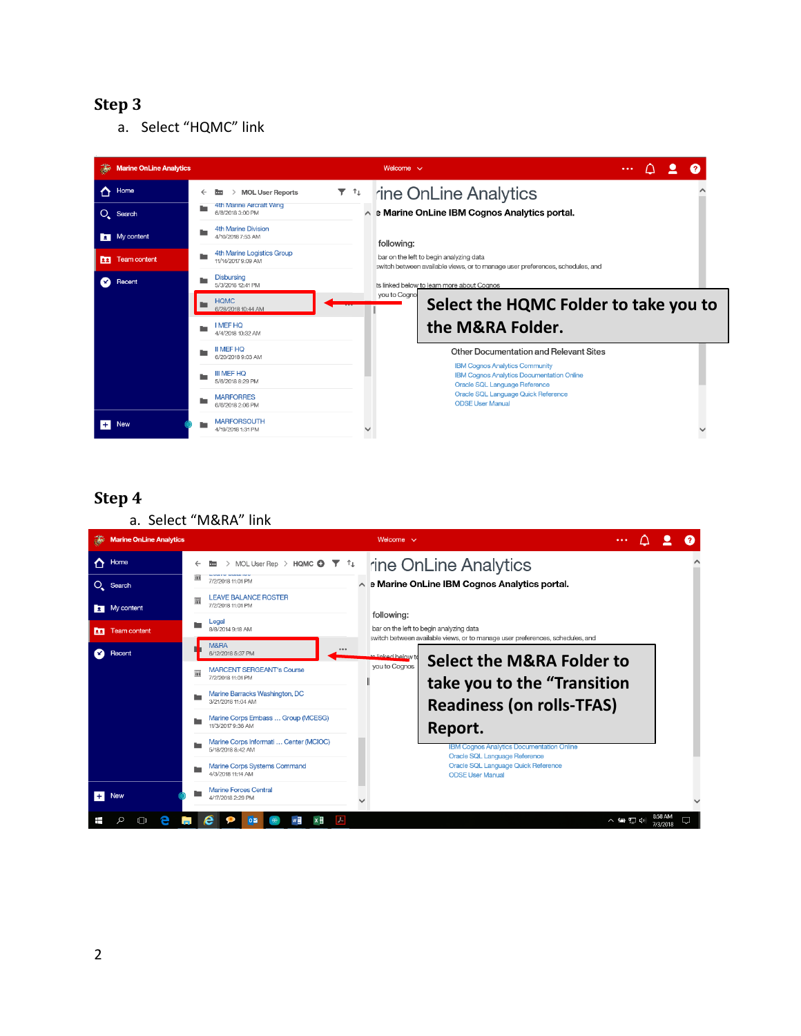## Step 3

a. Select “HQMC” link

Select the HQMC Folder to take you to the M&RA Folder.

## Step 4

a. Select “M&RA” link

Select the M&RA Folder to take you to the “Transition Readiness (on rolls-TFAS) Report.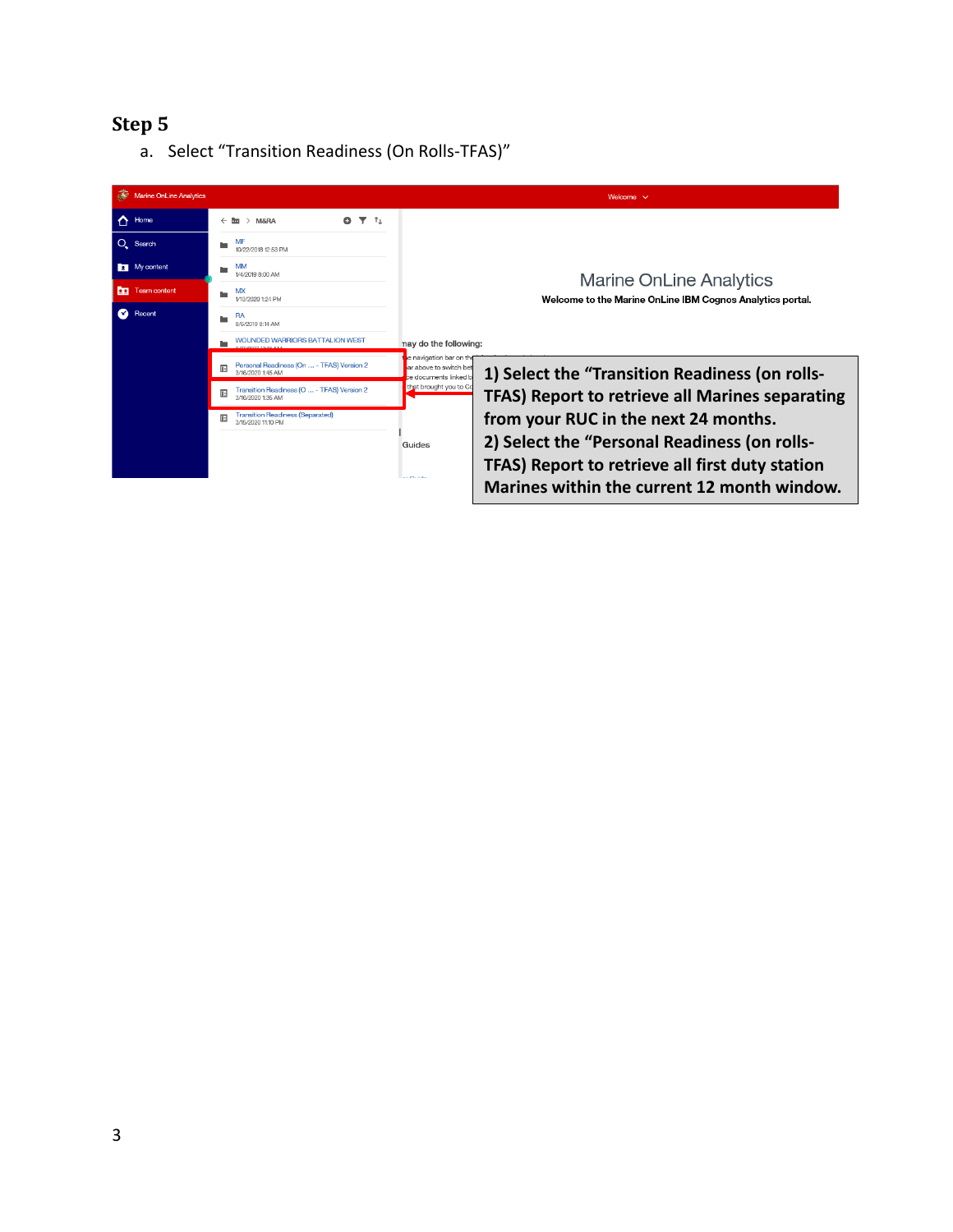# Step 5

a. Select “Transition Readiness (On Rolls-TFAS)”

Marine OnLine Analytics

Welcome

Home
Search
My content
Team content
Recent

M&RA

MF
10/22/2018 12:53 PM

MM
1/4/2019 8:00 AM

MX
1/10/2020 1:24 PM

RA
8/6/2019 9:14 AM

WOUNDED WARRIORS BATTALION WEST

Personal Readiness (On ... - TFAS) Version 2
3/16/2020 1:45 AM

Transition Readiness (O ... - TFAS) Version 2
3/16/2020 1:35 AM

Transition Readiness (Separated)
3/15/2020 11:10 PM

Marine OnLine Analytics

Welcome to the Marine OnLine IBM Cognos Analytics portal.

1) Select the “Transition Readiness (on rolls-TFAS) Report to retrieve all Marines separating from your RUC in the next 24 months.
2) Select the “Personal Readiness (on rolls-TFAS) Report to retrieve all first duty station Marines within the current 12 month window.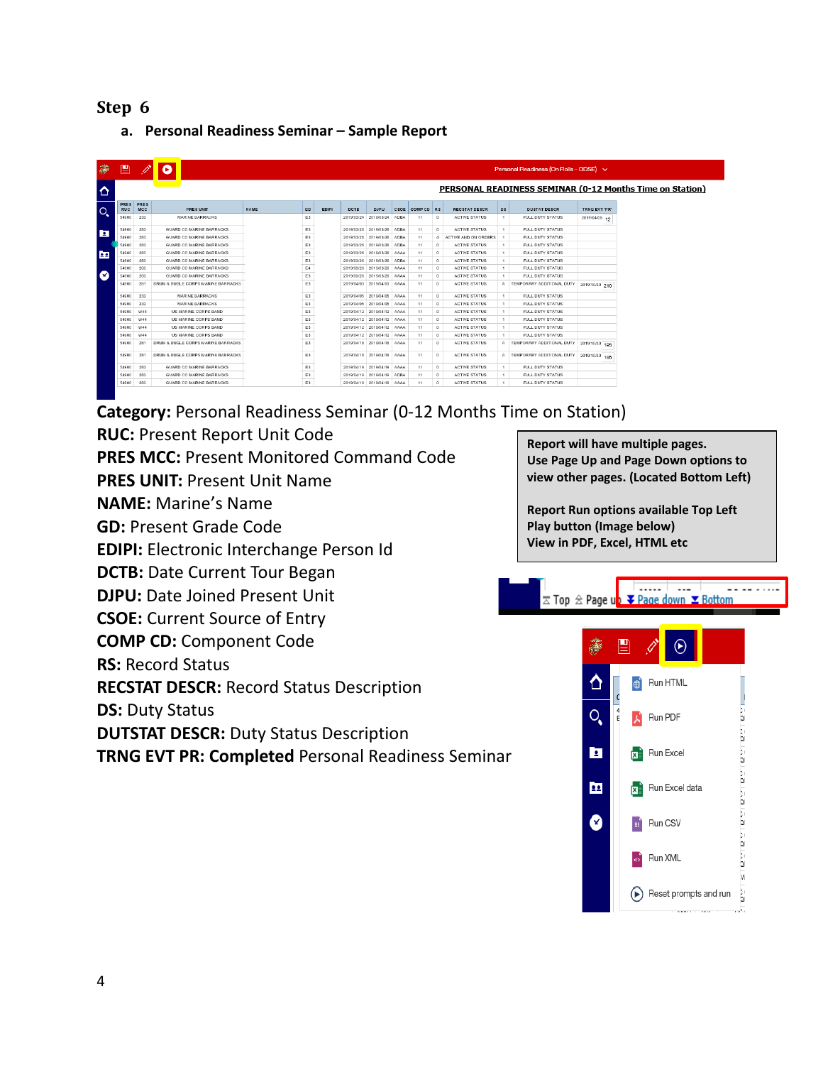# Step 6

## a. Personal Readiness Seminar – Sample Report

**Category:** Personal Readiness Seminar (0-12 Months Time on Station)

**RUC:** Present Report Unit Code

**PRES MCC:** Present Monitored Command Code

**PRES UNIT:** Present Unit Name

**NAME:** Marine's Name

**GD:** Present Grade Code

**EDIPI:** Electronic Interchange Person Id

**DCTB:** Date Current Tour Began

**DJPU:** Date Joined Present Unit

**CSOE:** Current Source of Entry

**COMP CD:** Component Code

**RS:** Record Status

**RECSTAT DESCR:** Record Status Description

**DS:** Duty Status

**DUTSTAT DESCR:** Duty Status Description

**TRNG EVT PR: Completed** Personal Readiness Seminar

**Report will have multiple pages.**
**Use Page Up and Page Down options to view other pages. (Located Bottom Left)**

**Report Run options available Top Left Play button (Image below)**
**View in PDF, Excel, HTML etc**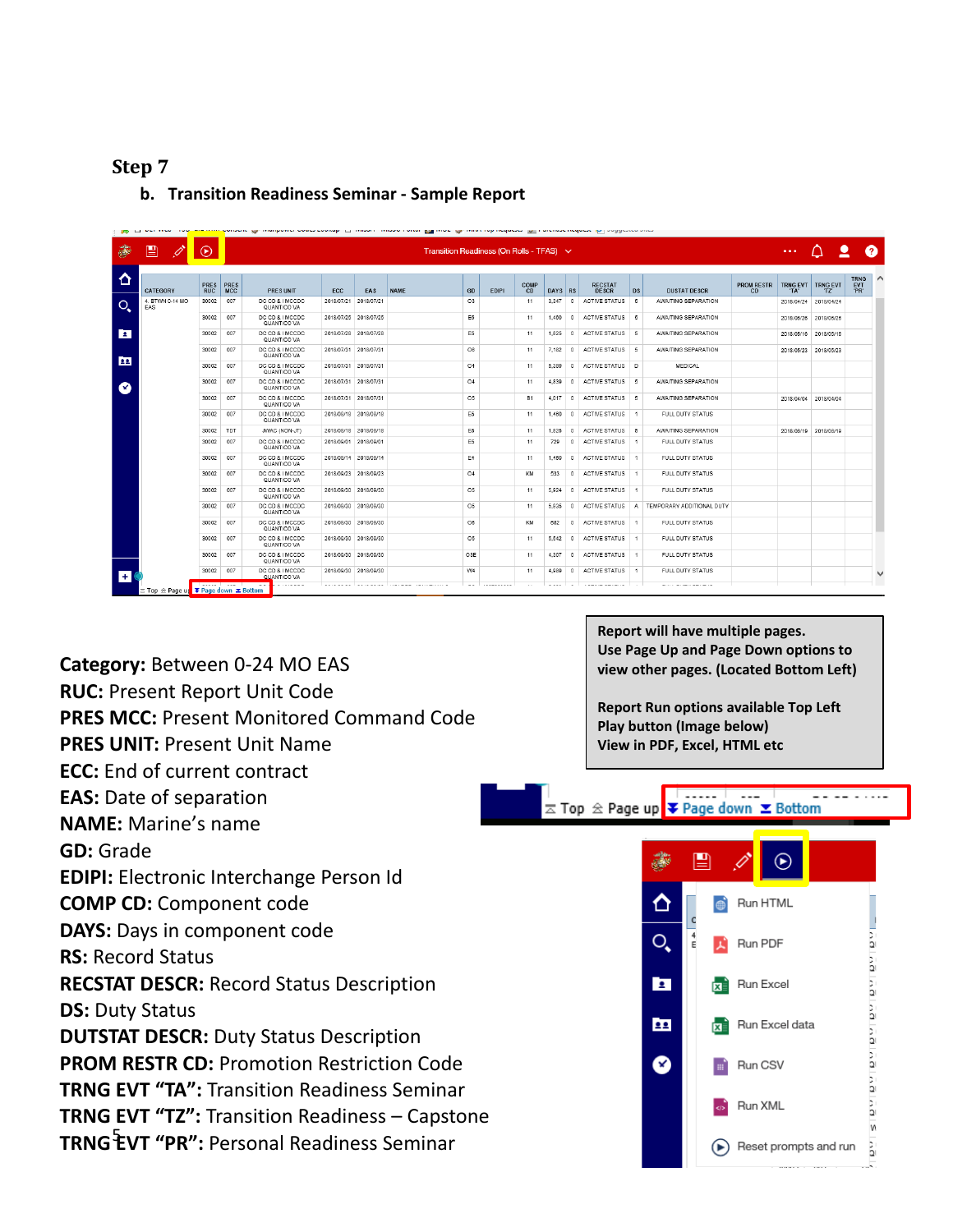## Step 7

### b. Transition Readiness Seminar - Sample Report

Report will have multiple pages. Use Page Up and Page Down options to view other pages. (Located Bottom Left)

Report Run options available Top Left Play button (Image below) View in PDF, Excel, HTML etc

**Category:** Between 0-24 MO EAS
**RUC:** Present Report Unit Code
**PRES MCC:** Present Monitored Command Code
**PRES UNIT:** Present Unit Name
**ECC:** End of current contract
**EAS:** Date of separation
**NAME:** Marine's name
**GD:** Grade
**EDIPI:** Electronic Interchange Person Id
**COMP CD:** Component code
**DAYS:** Days in component code
**RS:** Record Status
**RECSTAT DESCR:** Record Status Description
**DS:** Duty Status
**DUTSTAT DESCR:** Duty Status Description
**PROM RESTR CD:** Promotion Restriction Code
**TRNG EVT "TA":** Transition Readiness Seminar
**TRNG EVT "TZ":** Transition Readiness – Capstone
**TRNG EVT "PR":** Personal Readiness Seminar